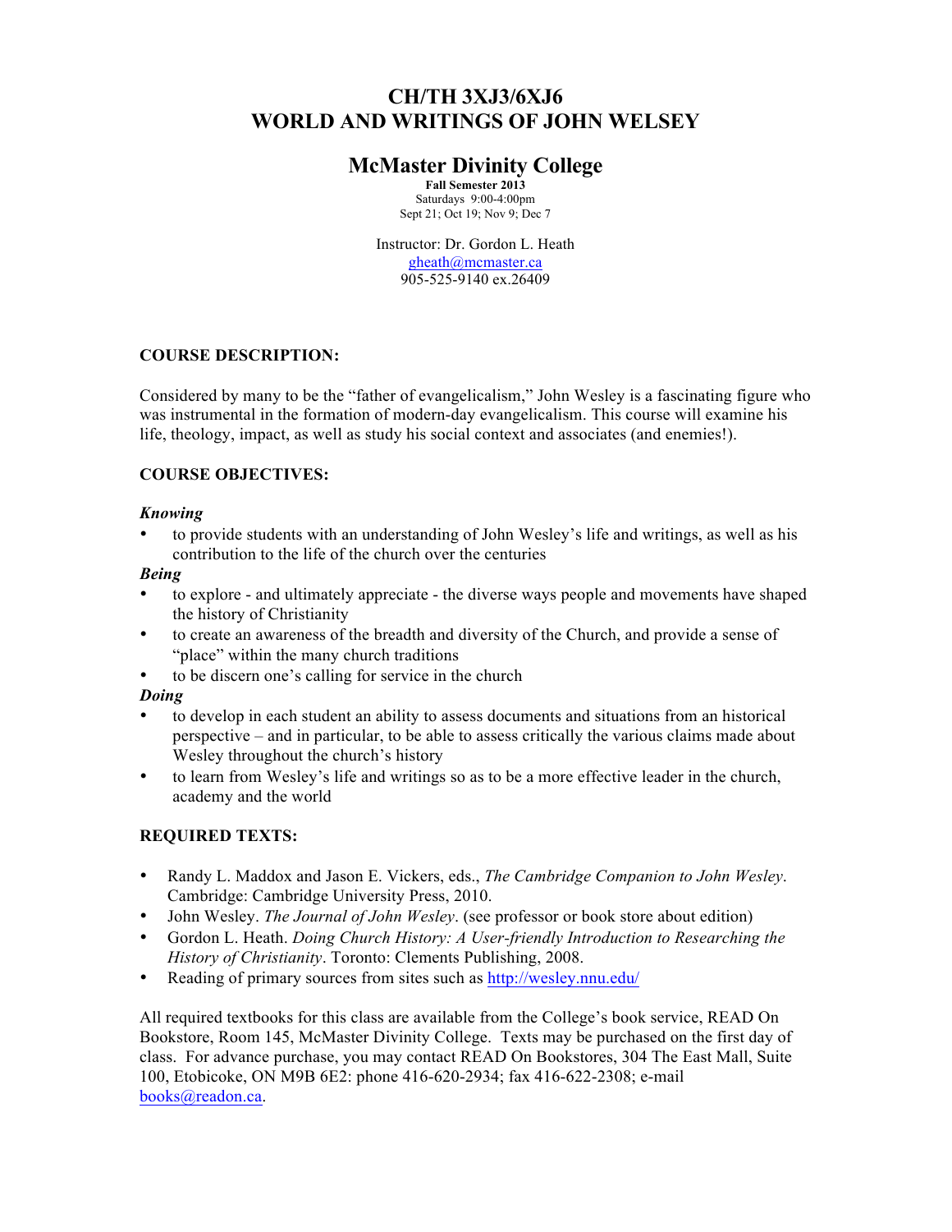# CH/TH 3XJ3/6XJ6
# WORLD AND WRITINGS OF JOHN WELSEY

## McMaster Divinity College

**Fall Semester 2013**
Saturdays 9:00-4:00pm
Sept 21; Oct 19; Nov 9; Dec 7

Instructor: Dr. Gordon L. Heath
gheath@mcmaster.ca
905-525-9140 ex.26409

### COURSE DESCRIPTION:

Considered by many to be the "father of evangelicalism," John Wesley is a fascinating figure who was instrumental in the formation of modern-day evangelicalism. This course will examine his life, theology, impact, as well as study his social context and associates (and enemies!).

### COURSE OBJECTIVES:

***Knowing***

- to provide students with an understanding of John Wesley's life and writings, as well as his contribution to the life of the church over the centuries

***Being***

- to explore - and ultimately appreciate - the diverse ways people and movements have shaped the history of Christianity
- to create an awareness of the breadth and diversity of the Church, and provide a sense of "place" within the many church traditions
- to be discern one's calling for service in the church

***Doing***

- to develop in each student an ability to assess documents and situations from an historical perspective – and in particular, to be able to assess critically the various claims made about Wesley throughout the church's history
- to learn from Wesley's life and writings so as to be a more effective leader in the church, academy and the world

### REQUIRED TEXTS:

- Randy L. Maddox and Jason E. Vickers, eds., *The Cambridge Companion to John Wesley*. Cambridge: Cambridge University Press, 2010.
- John Wesley. *The Journal of John Wesley*. (see professor or book store about edition)
- Gordon L. Heath. *Doing Church History: A User-friendly Introduction to Researching the History of Christianity*. Toronto: Clements Publishing, 2008.
- Reading of primary sources from sites such as http://wesley.nnu.edu/

All required textbooks for this class are available from the College's book service, READ On Bookstore, Room 145, McMaster Divinity College. Texts may be purchased on the first day of class. For advance purchase, you may contact READ On Bookstores, 304 The East Mall, Suite 100, Etobicoke, ON M9B 6E2: phone 416-620-2934; fax 416-622-2308; e-mail books@readon.ca.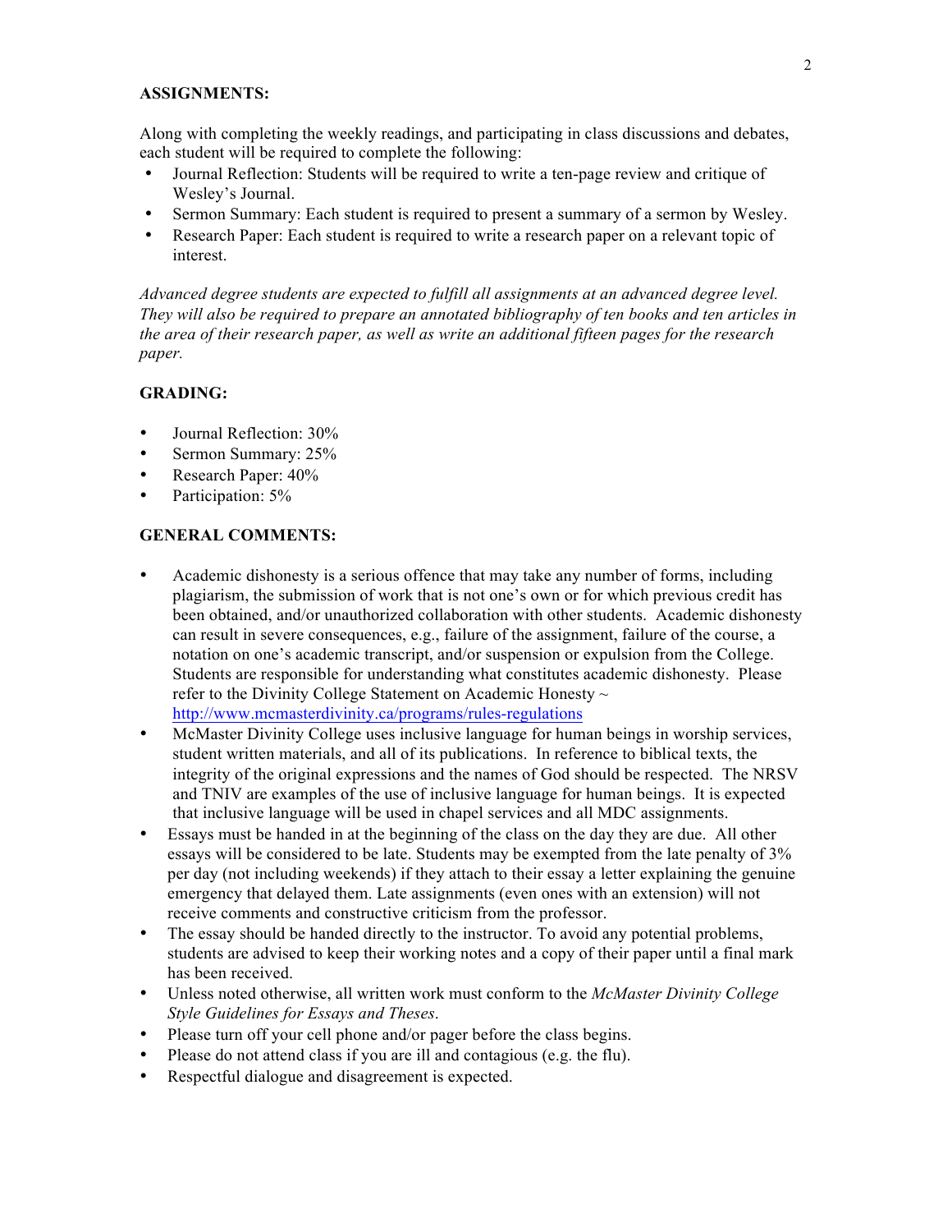**ASSIGNMENTS:**

Along with completing the weekly readings, and participating in class discussions and debates, each student will be required to complete the following:

- Journal Reflection: Students will be required to write a ten-page review and critique of Wesley's Journal.
- Sermon Summary: Each student is required to present a summary of a sermon by Wesley.
- Research Paper: Each student is required to write a research paper on a relevant topic of interest.

*Advanced degree students are expected to fulfill all assignments at an advanced degree level. They will also be required to prepare an annotated bibliography of ten books and ten articles in the area of their research paper, as well as write an additional fifteen pages for the research paper.*

**GRADING:**

- Journal Reflection: 30%
- Sermon Summary: 25%
- Research Paper: 40%
- Participation: 5%

**GENERAL COMMENTS:**

- Academic dishonesty is a serious offence that may take any number of forms, including plagiarism, the submission of work that is not one's own or for which previous credit has been obtained, and/or unauthorized collaboration with other students. Academic dishonesty can result in severe consequences, e.g., failure of the assignment, failure of the course, a notation on one's academic transcript, and/or suspension or expulsion from the College. Students are responsible for understanding what constitutes academic dishonesty. Please refer to the Divinity College Statement on Academic Honesty ~ http://www.mcmasterdivinity.ca/programs/rules-regulations
- McMaster Divinity College uses inclusive language for human beings in worship services, student written materials, and all of its publications. In reference to biblical texts, the integrity of the original expressions and the names of God should be respected. The NRSV and TNIV are examples of the use of inclusive language for human beings. It is expected that inclusive language will be used in chapel services and all MDC assignments.
- Essays must be handed in at the beginning of the class on the day they are due. All other essays will be considered to be late. Students may be exempted from the late penalty of 3% per day (not including weekends) if they attach to their essay a letter explaining the genuine emergency that delayed them. Late assignments (even ones with an extension) will not receive comments and constructive criticism from the professor.
- The essay should be handed directly to the instructor. To avoid any potential problems, students are advised to keep their working notes and a copy of their paper until a final mark has been received.
- Unless noted otherwise, all written work must conform to the *McMaster Divinity College Style Guidelines for Essays and Theses*.
- Please turn off your cell phone and/or pager before the class begins.
- Please do not attend class if you are ill and contagious (e.g. the flu).
- Respectful dialogue and disagreement is expected.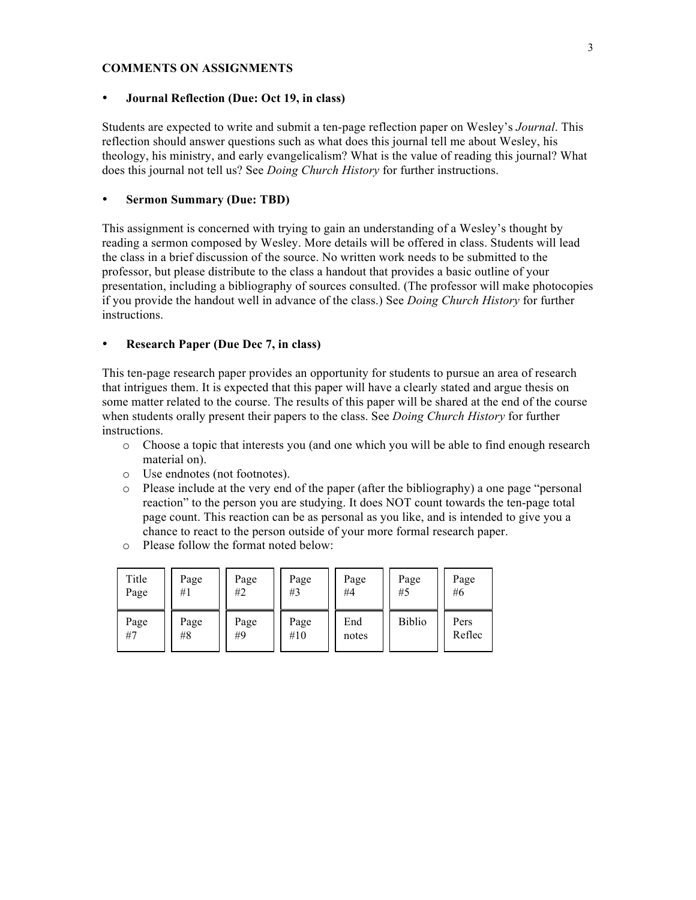**COMMENTS ON ASSIGNMENTS**

- **Journal Reflection (Due: Oct 19, in class)**

Students are expected to write and submit a ten-page reflection paper on Wesley's *Journal*. This reflection should answer questions such as what does this journal tell me about Wesley, his theology, his ministry, and early evangelicalism? What is the value of reading this journal? What does this journal not tell us? See *Doing Church History* for further instructions.

- **Sermon Summary (Due: TBD)**

This assignment is concerned with trying to gain an understanding of a Wesley's thought by reading a sermon composed by Wesley. More details will be offered in class. Students will lead the class in a brief discussion of the source. No written work needs to be submitted to the professor, but please distribute to the class a handout that provides a basic outline of your presentation, including a bibliography of sources consulted. (The professor will make photocopies if you provide the handout well in advance of the class.) See *Doing Church History* for further instructions.

- **Research Paper (Due Dec 7, in class)**

This ten-page research paper provides an opportunity for students to pursue an area of research that intrigues them. It is expected that this paper will have a clearly stated and argue thesis on some matter related to the course. The results of this paper will be shared at the end of the course when students orally present their papers to the class. See *Doing Church History* for further instructions.

  - Choose a topic that interests you (and one which you will be able to find enough research material on).
  - Use endnotes (not footnotes).
  - Please include at the very end of the paper (after the bibliography) a one page "personal reaction" to the person you are studying. It does NOT count towards the ten-page total page count. This reaction can be as personal as you like, and is intended to give you a chance to react to the person outside of your more formal research paper.
  - Please follow the format noted below:

| Title Page | Page #1 | Page #2 | Page #3 | Page #4 | Page #5 | Page #6 |
|---|---|---|---|---|---|---|
| Page #7 | Page #8 | Page #9 | Page #10 | End notes | Biblio | Pers Reflec |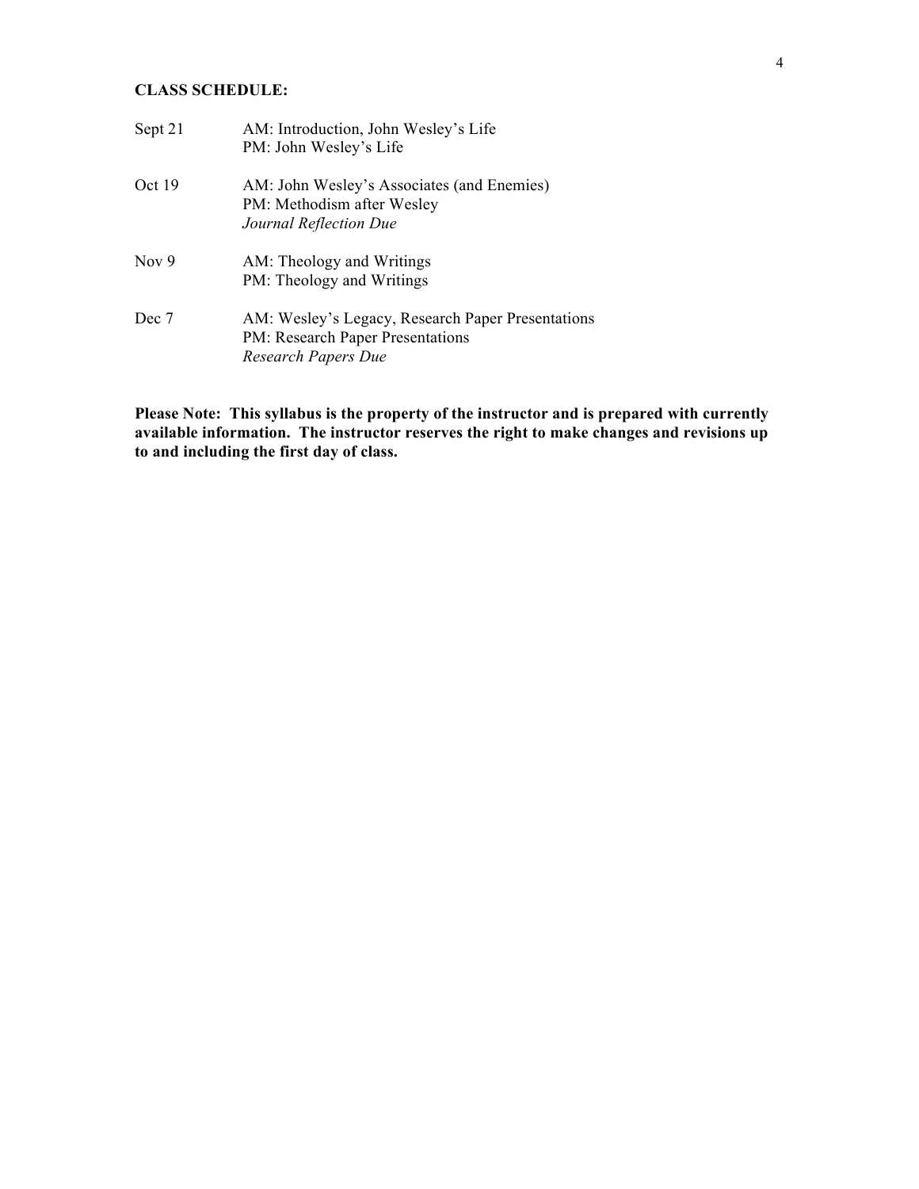**CLASS SCHEDULE:**

| | |
|---|---|
| Sept 21 | AM: Introduction, John Wesley's Life<br>PM: John Wesley's Life |
| Oct 19 | AM: John Wesley's Associates (and Enemies)<br>PM: Methodism after Wesley<br>*Journal Reflection Due* |
| Nov 9 | AM: Theology and Writings<br>PM: Theology and Writings |
| Dec 7 | AM: Wesley's Legacy, Research Paper Presentations<br>PM: Research Paper Presentations<br>*Research Papers Due* |

**Please Note: This syllabus is the property of the instructor and is prepared with currently available information. The instructor reserves the right to make changes and revisions up to and including the first day of class.**